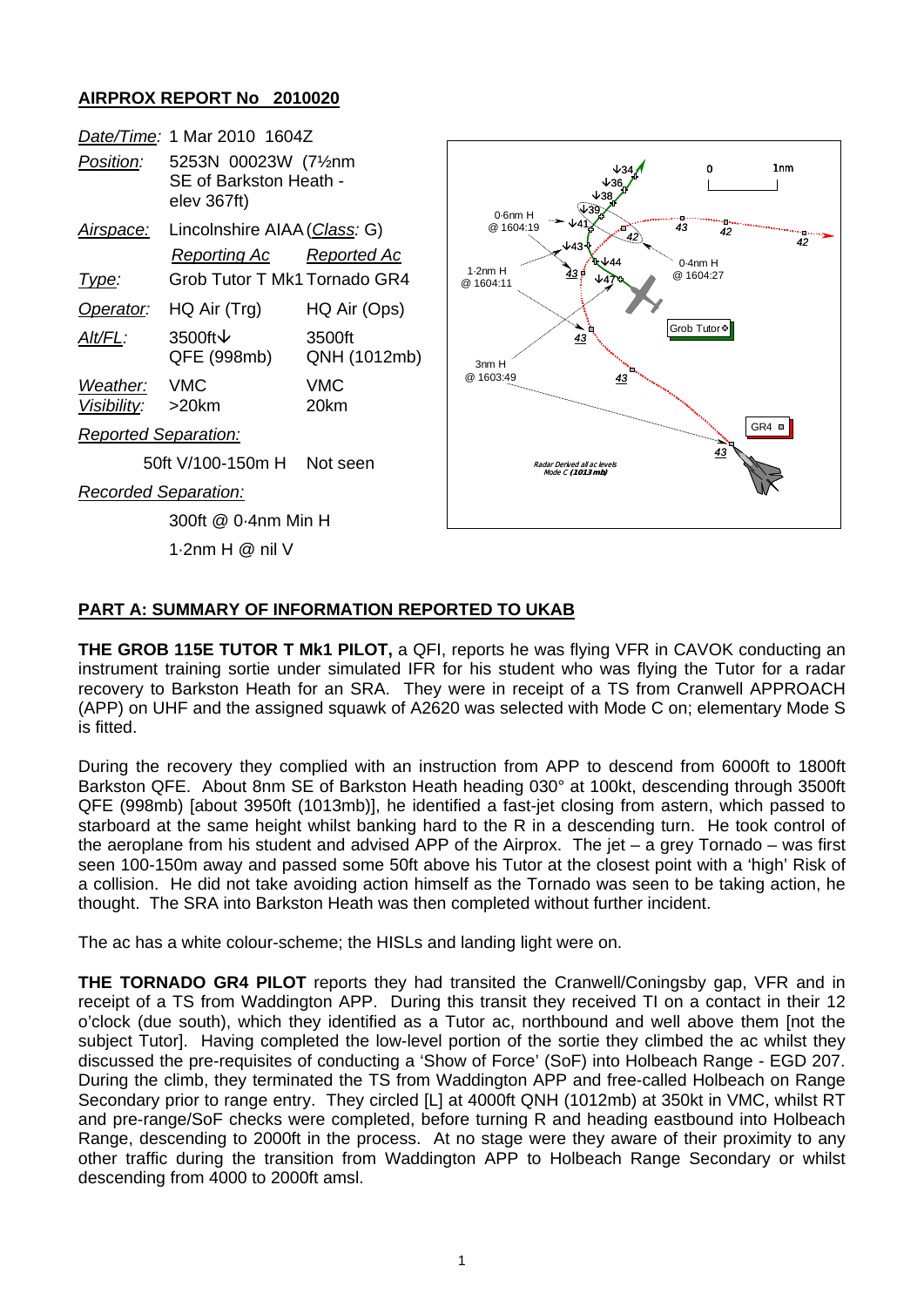## AIRPROX REPORT No 2010020

| | | |
|---|---|---|
| *Date/Time:* | 1 Mar 2010 1604Z | |
| *Position:* | 5253N 00023W (7½nm SE of Barkston Heath - elev 367ft) | |
| *Airspace:* | Lincolnshire AIAA (*Class:* G) | |
| | *Reporting Ac* | *Reported Ac* |
| *Type:* | Grob Tutor T Mk1 | Tornado GR4 |
| *Operator:* | HQ Air (Trg) | HQ Air (Ops) |
| *Alt/FL:* | 3500ft↓ QFE (998mb) | 3500ft QNH (1012mb) |
| *Weather:* | VMC | VMC |
| *Visibility:* | >20km | 20km |
| *Reported Separation:* | | |
| | 50ft V/100-150m H | Not seen |
| *Recorded Separation:* | | |
| | 300ft @ 0·4nm Min H | |
| | 1·2nm H @ nil V | |

## PART A: SUMMARY OF INFORMATION REPORTED TO UKAB

**THE GROB 115E TUTOR T Mk1 PILOT,** a QFI, reports he was flying VFR in CAVOK conducting an instrument training sortie under simulated IFR for his student who was flying the Tutor for a radar recovery to Barkston Heath for an SRA. They were in receipt of a TS from Cranwell APPROACH (APP) on UHF and the assigned squawk of A2620 was selected with Mode C on; elementary Mode S is fitted.

During the recovery they complied with an instruction from APP to descend from 6000ft to 1800ft Barkston QFE. About 8nm SE of Barkston Heath heading 030° at 100kt, descending through 3500ft QFE (998mb) [about 3950ft (1013mb)], he identified a fast-jet closing from astern, which passed to starboard at the same height whilst banking hard to the R in a descending turn. He took control of the aeroplane from his student and advised APP of the Airprox. The jet – a grey Tornado – was first seen 100-150m away and passed some 50ft above his Tutor at the closest point with a 'high' Risk of a collision. He did not take avoiding action himself as the Tornado was seen to be taking action, he thought. The SRA into Barkston Heath was then completed without further incident.

The ac has a white colour-scheme; the HISLs and landing light were on.

**THE TORNADO GR4 PILOT** reports they had transited the Cranwell/Coningsby gap, VFR and in receipt of a TS from Waddington APP. During this transit they received TI on a contact in their 12 o'clock (due south), which they identified as a Tutor ac, northbound and well above them [not the subject Tutor]. Having completed the low-level portion of the sortie they climbed the ac whilst they discussed the pre-requisites of conducting a 'Show of Force' (SoF) into Holbeach Range - EGD 207. During the climb, they terminated the TS from Waddington APP and free-called Holbeach on Range Secondary prior to range entry. They circled [L] at 4000ft QNH (1012mb) at 350kt in VMC, whilst RT and pre-range/SoF checks were completed, before turning R and heading eastbound into Holbeach Range, descending to 2000ft in the process. At no stage were they aware of their proximity to any other traffic during the transition from Waddington APP to Holbeach Range Secondary or whilst descending from 4000 to 2000ft amsl.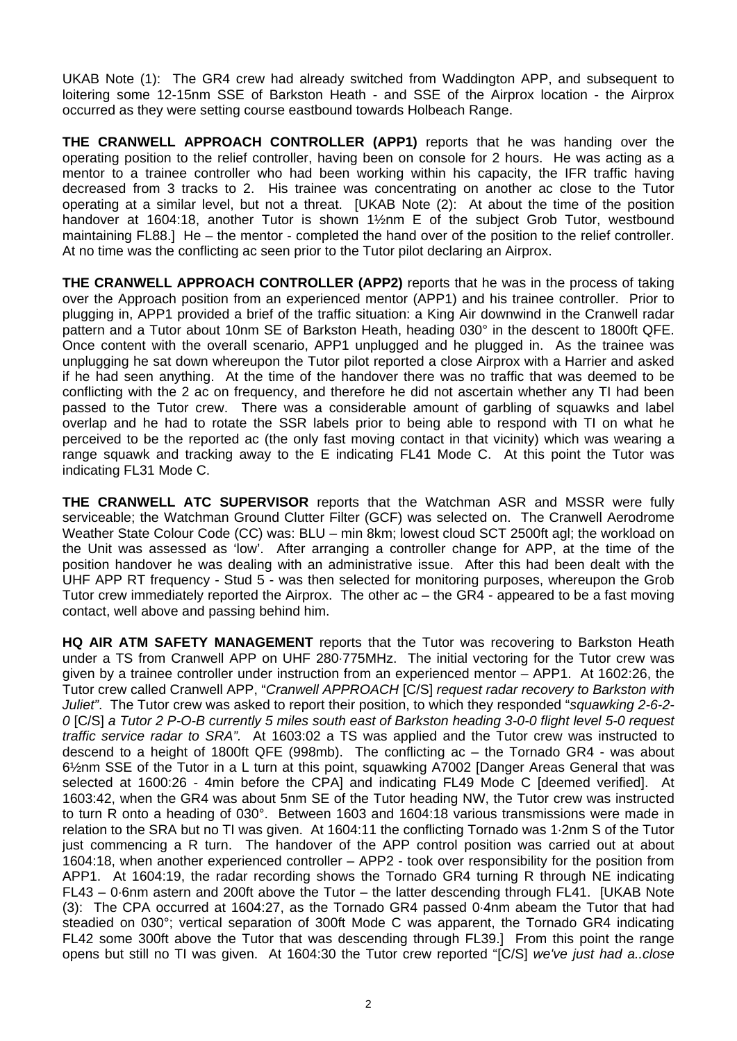UKAB Note (1): The GR4 crew had already switched from Waddington APP, and subsequent to loitering some 12-15nm SSE of Barkston Heath - and SSE of the Airprox location - the Airprox occurred as they were setting course eastbound towards Holbeach Range.

**THE CRANWELL APPROACH CONTROLLER (APP1)** reports that he was handing over the operating position to the relief controller, having been on console for 2 hours. He was acting as a mentor to a trainee controller who had been working within his capacity, the IFR traffic having decreased from 3 tracks to 2. His trainee was concentrating on another ac close to the Tutor operating at a similar level, but not a threat. [UKAB Note (2): At about the time of the position handover at 1604:18, another Tutor is shown 1½nm E of the subject Grob Tutor, westbound maintaining FL88.] He – the mentor - completed the hand over of the position to the relief controller. At no time was the conflicting ac seen prior to the Tutor pilot declaring an Airprox.

**THE CRANWELL APPROACH CONTROLLER (APP2)** reports that he was in the process of taking over the Approach position from an experienced mentor (APP1) and his trainee controller. Prior to plugging in, APP1 provided a brief of the traffic situation: a King Air downwind in the Cranwell radar pattern and a Tutor about 10nm SE of Barkston Heath, heading 030° in the descent to 1800ft QFE. Once content with the overall scenario, APP1 unplugged and he plugged in. As the trainee was unplugging he sat down whereupon the Tutor pilot reported a close Airprox with a Harrier and asked if he had seen anything. At the time of the handover there was no traffic that was deemed to be conflicting with the 2 ac on frequency, and therefore he did not ascertain whether any TI had been passed to the Tutor crew. There was a considerable amount of garbling of squawks and label overlap and he had to rotate the SSR labels prior to being able to respond with TI on what he perceived to be the reported ac (the only fast moving contact in that vicinity) which was wearing a range squawk and tracking away to the E indicating FL41 Mode C. At this point the Tutor was indicating FL31 Mode C.

**THE CRANWELL ATC SUPERVISOR** reports that the Watchman ASR and MSSR were fully serviceable; the Watchman Ground Clutter Filter (GCF) was selected on. The Cranwell Aerodrome Weather State Colour Code (CC) was: BLU – min 8km; lowest cloud SCT 2500ft agl; the workload on the Unit was assessed as 'low'. After arranging a controller change for APP, at the time of the position handover he was dealing with an administrative issue. After this had been dealt with the UHF APP RT frequency - Stud 5 - was then selected for monitoring purposes, whereupon the Grob Tutor crew immediately reported the Airprox. The other ac – the GR4 - appeared to be a fast moving contact, well above and passing behind him.

**HQ AIR ATM SAFETY MANAGEMENT** reports that the Tutor was recovering to Barkston Heath under a TS from Cranwell APP on UHF 280·775MHz. The initial vectoring for the Tutor crew was given by a trainee controller under instruction from an experienced mentor – APP1. At 1602:26, the Tutor crew called Cranwell APP, "*Cranwell APPROACH* [C/S] *request radar recovery to Barkston with Juliet*". The Tutor crew was asked to report their position, to which they responded "*squawking 2-6-2-0* [C/S] *a Tutor 2 P-O-B currently 5 miles south east of Barkston heading 3-0-0 flight level 5-0 request traffic service radar to SRA"*. At 1603:02 a TS was applied and the Tutor crew was instructed to descend to a height of 1800ft QFE (998mb). The conflicting ac – the Tornado GR4 - was about 6½nm SSE of the Tutor in a L turn at this point, squawking A7002 [Danger Areas General that was selected at 1600:26 - 4min before the CPA] and indicating FL49 Mode C [deemed verified]. At 1603:42, when the GR4 was about 5nm SE of the Tutor heading NW, the Tutor crew was instructed to turn R onto a heading of 030°. Between 1603 and 1604:18 various transmissions were made in relation to the SRA but no TI was given. At 1604:11 the conflicting Tornado was 1·2nm S of the Tutor just commencing a R turn. The handover of the APP control position was carried out at about 1604:18, when another experienced controller – APP2 - took over responsibility for the position from APP1. At 1604:19, the radar recording shows the Tornado GR4 turning R through NE indicating FL43 – 0·6nm astern and 200ft above the Tutor – the latter descending through FL41. [UKAB Note (3): The CPA occurred at 1604:27, as the Tornado GR4 passed 0·4nm abeam the Tutor that had steadied on 030°; vertical separation of 300ft Mode C was apparent, the Tornado GR4 indicating FL42 some 300ft above the Tutor that was descending through FL39.] From this point the range opens but still no TI was given. At 1604:30 the Tutor crew reported "[C/S] *we've just had a..close*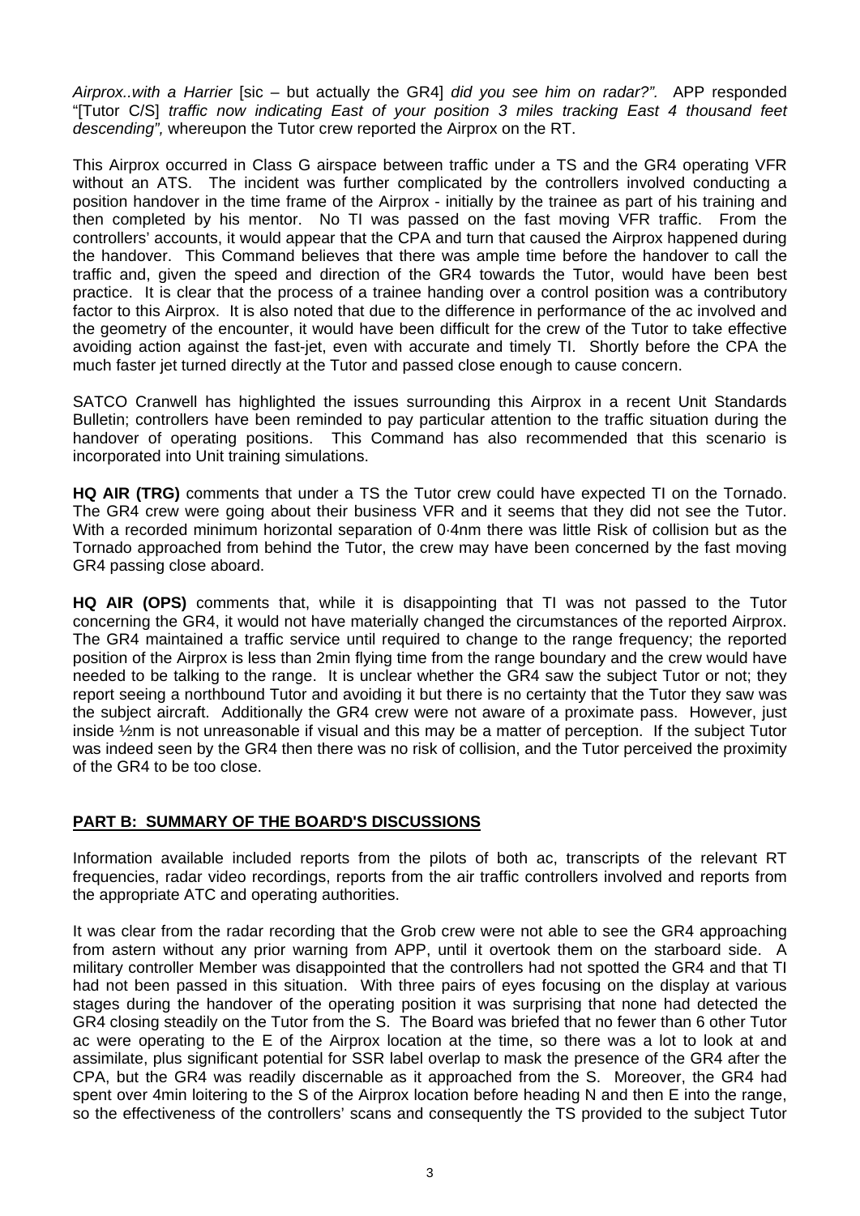*Airprox..with a Harrier* [sic – but actually the GR4] *did you see him on radar?".* APP responded "[Tutor C/S] *traffic now indicating East of your position 3 miles tracking East 4 thousand feet descending",* whereupon the Tutor crew reported the Airprox on the RT.

This Airprox occurred in Class G airspace between traffic under a TS and the GR4 operating VFR without an ATS. The incident was further complicated by the controllers involved conducting a position handover in the time frame of the Airprox - initially by the trainee as part of his training and then completed by his mentor. No TI was passed on the fast moving VFR traffic. From the controllers' accounts, it would appear that the CPA and turn that caused the Airprox happened during the handover. This Command believes that there was ample time before the handover to call the traffic and, given the speed and direction of the GR4 towards the Tutor, would have been best practice. It is clear that the process of a trainee handing over a control position was a contributory factor to this Airprox. It is also noted that due to the difference in performance of the ac involved and the geometry of the encounter, it would have been difficult for the crew of the Tutor to take effective avoiding action against the fast-jet, even with accurate and timely TI. Shortly before the CPA the much faster jet turned directly at the Tutor and passed close enough to cause concern.

SATCO Cranwell has highlighted the issues surrounding this Airprox in a recent Unit Standards Bulletin; controllers have been reminded to pay particular attention to the traffic situation during the handover of operating positions. This Command has also recommended that this scenario is incorporated into Unit training simulations.

**HQ AIR (TRG)** comments that under a TS the Tutor crew could have expected TI on the Tornado. The GR4 crew were going about their business VFR and it seems that they did not see the Tutor. With a recorded minimum horizontal separation of 0·4nm there was little Risk of collision but as the Tornado approached from behind the Tutor, the crew may have been concerned by the fast moving GR4 passing close aboard.

**HQ AIR (OPS)** comments that, while it is disappointing that TI was not passed to the Tutor concerning the GR4, it would not have materially changed the circumstances of the reported Airprox. The GR4 maintained a traffic service until required to change to the range frequency; the reported position of the Airprox is less than 2min flying time from the range boundary and the crew would have needed to be talking to the range. It is unclear whether the GR4 saw the subject Tutor or not; they report seeing a northbound Tutor and avoiding it but there is no certainty that the Tutor they saw was the subject aircraft. Additionally the GR4 crew were not aware of a proximate pass. However, just inside ½nm is not unreasonable if visual and this may be a matter of perception. If the subject Tutor was indeed seen by the GR4 then there was no risk of collision, and the Tutor perceived the proximity of the GR4 to be too close.

## PART B: SUMMARY OF THE BOARD'S DISCUSSIONS

Information available included reports from the pilots of both ac, transcripts of the relevant RT frequencies, radar video recordings, reports from the air traffic controllers involved and reports from the appropriate ATC and operating authorities.

It was clear from the radar recording that the Grob crew were not able to see the GR4 approaching from astern without any prior warning from APP, until it overtook them on the starboard side. A military controller Member was disappointed that the controllers had not spotted the GR4 and that TI had not been passed in this situation. With three pairs of eyes focusing on the display at various stages during the handover of the operating position it was surprising that none had detected the GR4 closing steadily on the Tutor from the S. The Board was briefed that no fewer than 6 other Tutor ac were operating to the E of the Airprox location at the time, so there was a lot to look at and assimilate, plus significant potential for SSR label overlap to mask the presence of the GR4 after the CPA, but the GR4 was readily discernable as it approached from the S. Moreover, the GR4 had spent over 4min loitering to the S of the Airprox location before heading N and then E into the range, so the effectiveness of the controllers' scans and consequently the TS provided to the subject Tutor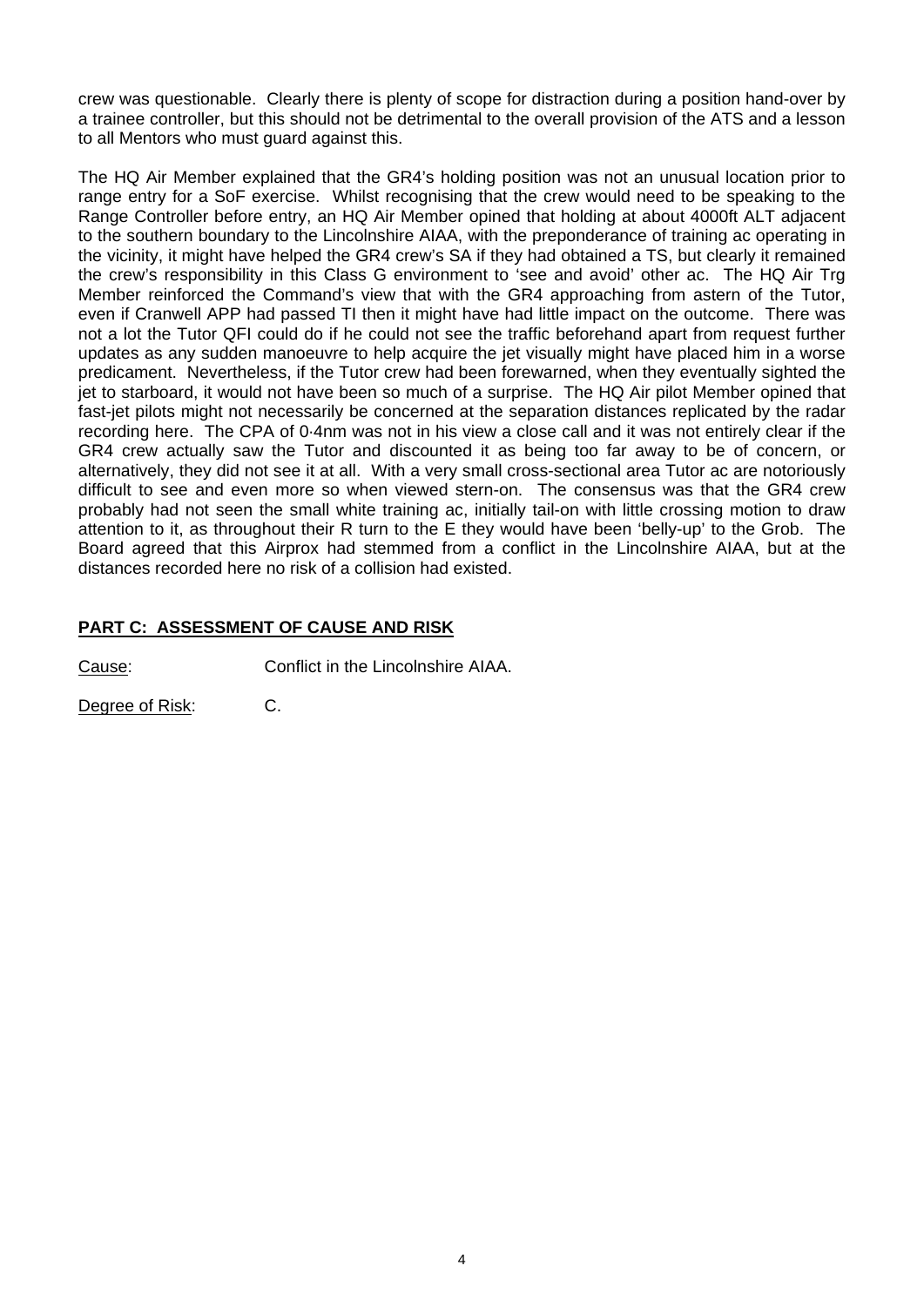crew was questionable. Clearly there is plenty of scope for distraction during a position hand-over by a trainee controller, but this should not be detrimental to the overall provision of the ATS and a lesson to all Mentors who must guard against this.

The HQ Air Member explained that the GR4's holding position was not an unusual location prior to range entry for a SoF exercise. Whilst recognising that the crew would need to be speaking to the Range Controller before entry, an HQ Air Member opined that holding at about 4000ft ALT adjacent to the southern boundary to the Lincolnshire AIAA, with the preponderance of training ac operating in the vicinity, it might have helped the GR4 crew's SA if they had obtained a TS, but clearly it remained the crew's responsibility in this Class G environment to 'see and avoid' other ac. The HQ Air Trg Member reinforced the Command's view that with the GR4 approaching from astern of the Tutor, even if Cranwell APP had passed TI then it might have had little impact on the outcome. There was not a lot the Tutor QFI could do if he could not see the traffic beforehand apart from request further updates as any sudden manoeuvre to help acquire the jet visually might have placed him in a worse predicament. Nevertheless, if the Tutor crew had been forewarned, when they eventually sighted the jet to starboard, it would not have been so much of a surprise. The HQ Air pilot Member opined that fast-jet pilots might not necessarily be concerned at the separation distances replicated by the radar recording here. The CPA of 0·4nm was not in his view a close call and it was not entirely clear if the GR4 crew actually saw the Tutor and discounted it as being too far away to be of concern, or alternatively, they did not see it at all. With a very small cross-sectional area Tutor ac are notoriously difficult to see and even more so when viewed stern-on. The consensus was that the GR4 crew probably had not seen the small white training ac, initially tail-on with little crossing motion to draw attention to it, as throughout their R turn to the E they would have been 'belly-up' to the Grob. The Board agreed that this Airprox had stemmed from a conflict in the Lincolnshire AIAA, but at the distances recorded here no risk of a collision had existed.

## PART C: ASSESSMENT OF CAUSE AND RISK

Cause: Conflict in the Lincolnshire AIAA.

Degree of Risk: C.